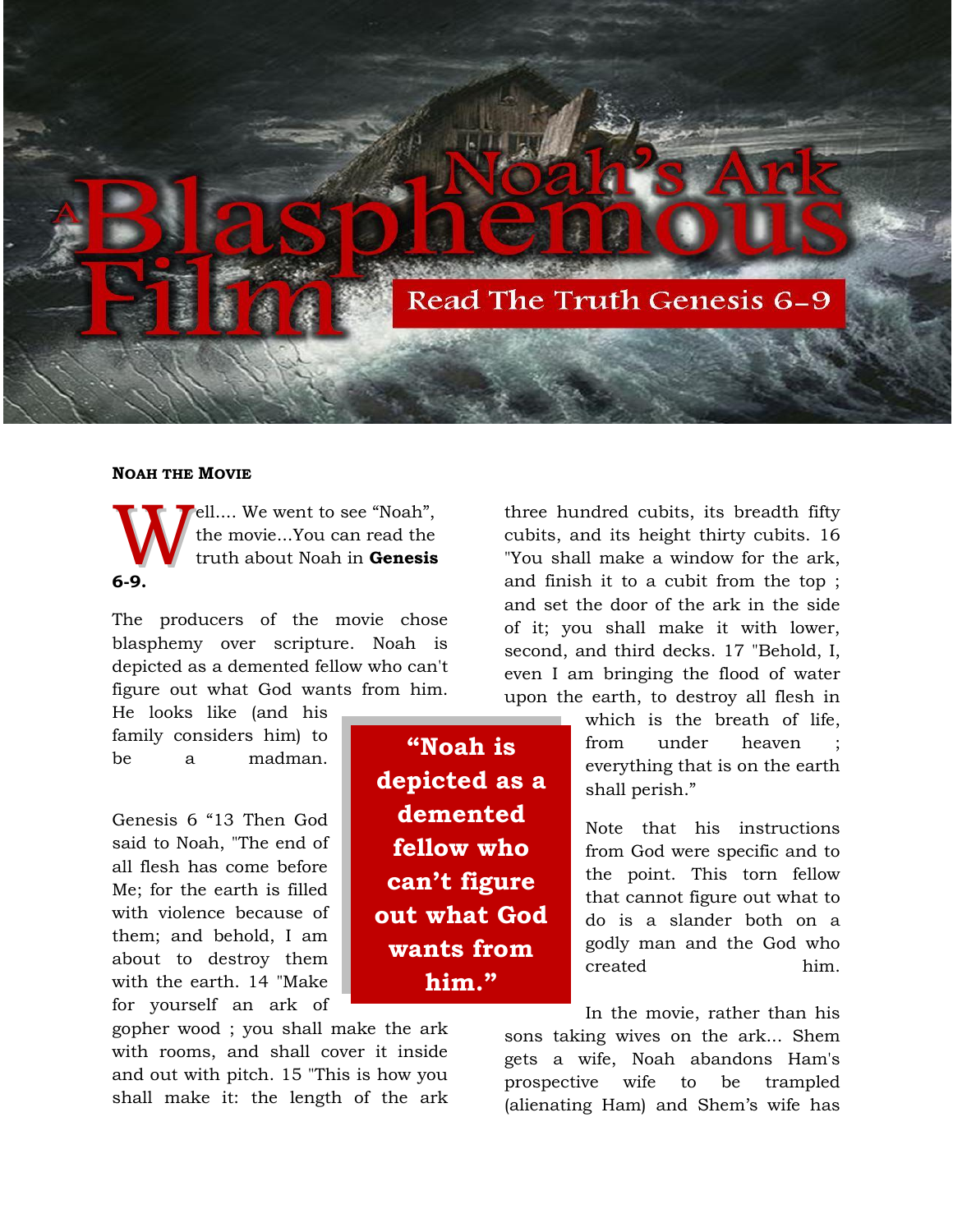# A Blasphemous Film: Noah's Ark

**Read The Truth Genesis 6-9**

## Noah the Movie

Well.... We went to see "Noah", the movie...You can read the truth about Noah in **Genesis 6-9.**

The producers of the movie chose blasphemy over scripture. Noah is depicted as a demented fellow who can't figure out what God wants from him. He looks like (and his family considers him) to be a madman.

> **"Noah is depicted as a demented fellow who can't figure out what God wants from him."**

Genesis 6 "13 Then God said to Noah, "The end of all flesh has come before Me; for the earth is filled with violence because of them; and behold, I am about to destroy them with the earth. 14 "Make for yourself an ark of gopher wood ; you shall make the ark with rooms, and shall cover it inside and out with pitch. 15 "This is how you shall make it: the length of the ark three hundred cubits, its breadth fifty cubits, and its height thirty cubits. 16 "You shall make a window for the ark, and finish it to a cubit from the top ; and set the door of the ark in the side of it; you shall make it with lower, second, and third decks. 17 "Behold, I, even I am bringing the flood of water upon the earth, to destroy all flesh in which is the breath of life, from under heaven ; everything that is on the earth shall perish."

Note that his instructions from God were specific and to the point. This torn fellow that cannot figure out what to do is a slander both on a godly man and the God who created him.

In the movie, rather than his sons taking wives on the ark... Shem gets a wife, Noah abandons Ham's prospective wife to be trampled (alienating Ham) and Shem's wife has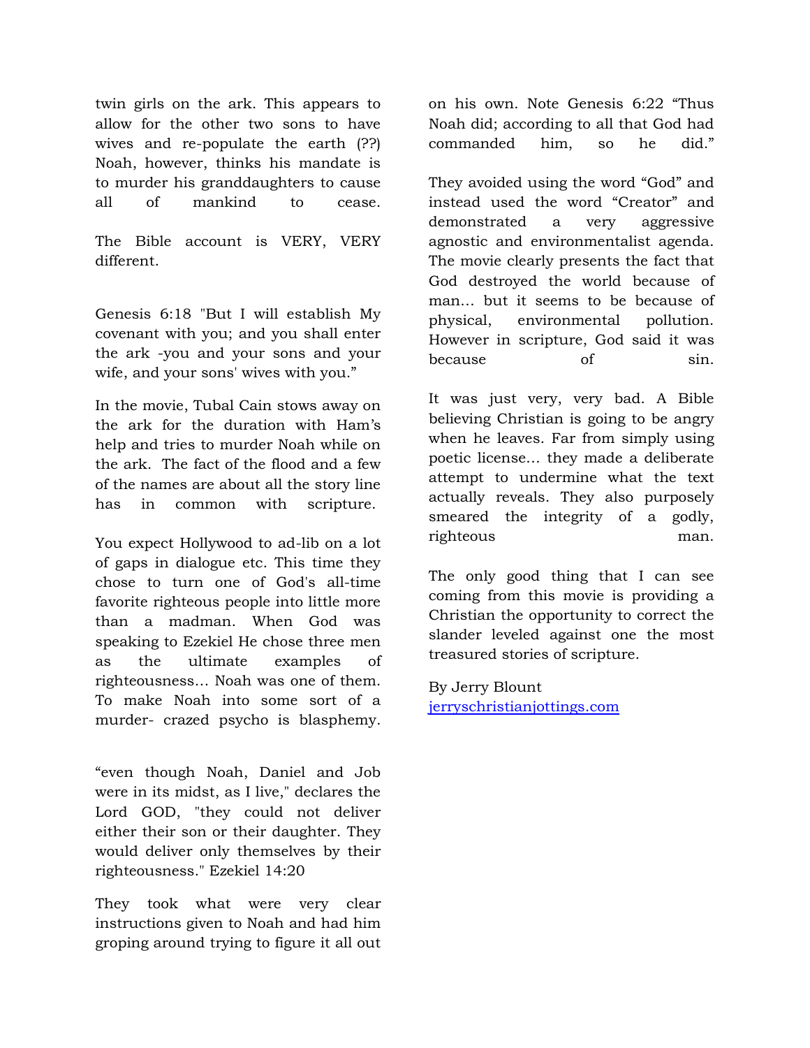twin girls on the ark. This appears to allow for the other two sons to have wives and re-populate the earth (??) Noah, however, thinks his mandate is to murder his granddaughters to cause all of mankind to cease.

The Bible account is VERY, VERY different.

Genesis 6:18 "But I will establish My covenant with you; and you shall enter the ark -you and your sons and your wife, and your sons' wives with you."

In the movie, Tubal Cain stows away on the ark for the duration with Ham's help and tries to murder Noah while on the ark. The fact of the flood and a few of the names are about all the story line has in common with scripture.

You expect Hollywood to ad-lib on a lot of gaps in dialogue etc. This time they chose to turn one of God's all-time favorite righteous people into little more than a madman. When God was speaking to Ezekiel He chose three men as the ultimate examples of righteousness… Noah was one of them. To make Noah into some sort of a murder- crazed psycho is blasphemy.

"even though Noah, Daniel and Job were in its midst, as I live," declares the Lord GOD, "they could not deliver either their son or their daughter. They would deliver only themselves by their righteousness." Ezekiel 14:20

They took what were very clear instructions given to Noah and had him groping around trying to figure it all out on his own. Note Genesis 6:22 "Thus Noah did; according to all that God had commanded him, so he did."

They avoided using the word "God" and instead used the word "Creator" and demonstrated a very aggressive agnostic and environmentalist agenda. The movie clearly presents the fact that God destroyed the world because of man… but it seems to be because of physical, environmental pollution. However in scripture, God said it was because of sin.

It was just very, very bad. A Bible believing Christian is going to be angry when he leaves. Far from simply using poetic license… they made a deliberate attempt to undermine what the text actually reveals. They also purposely smeared the integrity of a godly, righteous man.

The only good thing that I can see coming from this movie is providing a Christian the opportunity to correct the slander leveled against one the most treasured stories of scripture.

By Jerry Blount
[jerryschristianjottings.com](jerryschristianjottings.com)